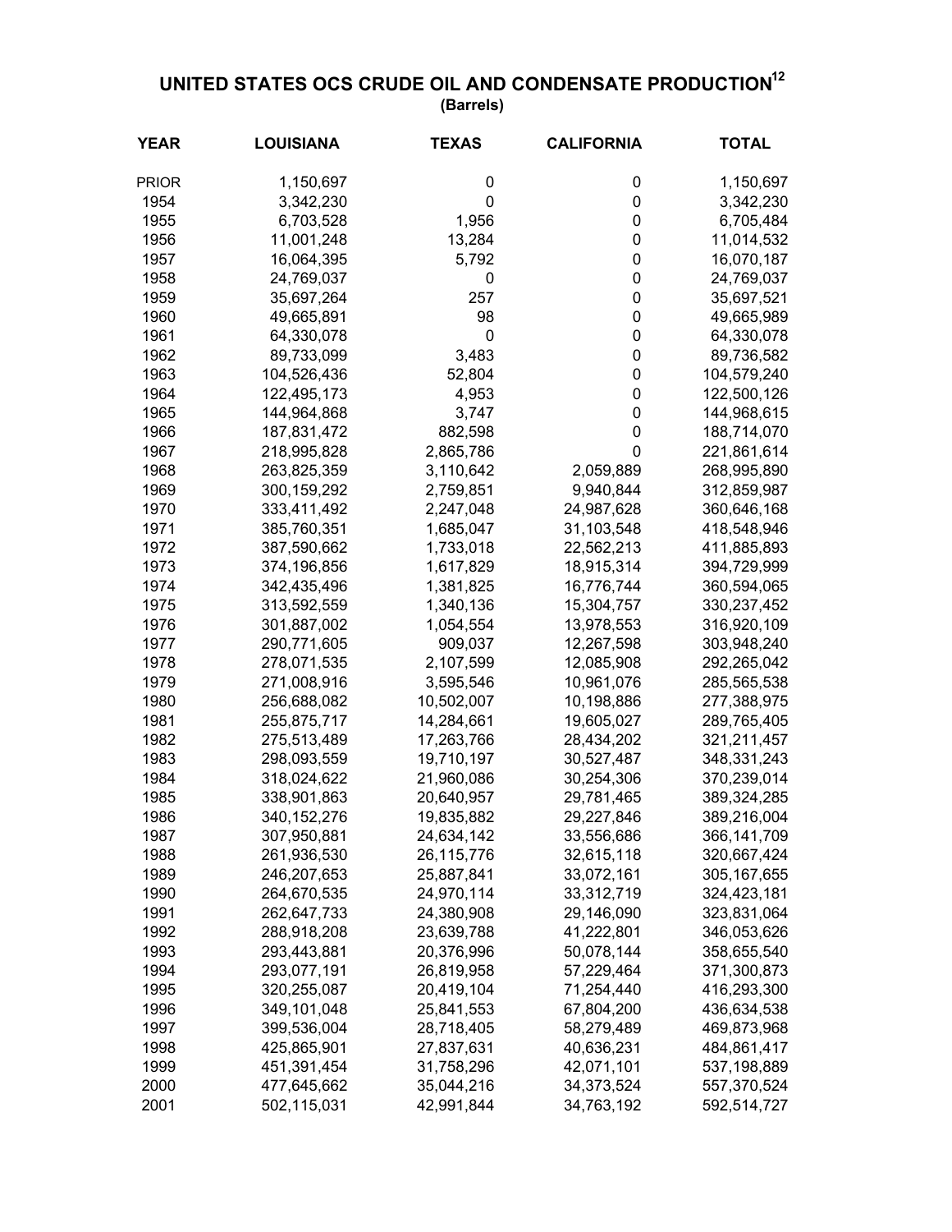# UNITED STATES OCS CRUDE OIL AND CONDENSATE PRODUCTION[12]

**(Barrels)**

| YEAR | LOUISIANA | TEXAS | CALIFORNIA | TOTAL |
|---|---|---|---|---|
| PRIOR | 1,150,697 | 0 | 0 | 1,150,697 |
| 1954 | 3,342,230 | 0 | 0 | 3,342,230 |
| 1955 | 6,703,528 | 1,956 | 0 | 6,705,484 |
| 1956 | 11,001,248 | 13,284 | 0 | 11,014,532 |
| 1957 | 16,064,395 | 5,792 | 0 | 16,070,187 |
| 1958 | 24,769,037 | 0 | 0 | 24,769,037 |
| 1959 | 35,697,264 | 257 | 0 | 35,697,521 |
| 1960 | 49,665,891 | 98 | 0 | 49,665,989 |
| 1961 | 64,330,078 | 0 | 0 | 64,330,078 |
| 1962 | 89,733,099 | 3,483 | 0 | 89,736,582 |
| 1963 | 104,526,436 | 52,804 | 0 | 104,579,240 |
| 1964 | 122,495,173 | 4,953 | 0 | 122,500,126 |
| 1965 | 144,964,868 | 3,747 | 0 | 144,968,615 |
| 1966 | 187,831,472 | 882,598 | 0 | 188,714,070 |
| 1967 | 218,995,828 | 2,865,786 | 0 | 221,861,614 |
| 1968 | 263,825,359 | 3,110,642 | 2,059,889 | 268,995,890 |
| 1969 | 300,159,292 | 2,759,851 | 9,940,844 | 312,859,987 |
| 1970 | 333,411,492 | 2,247,048 | 24,987,628 | 360,646,168 |
| 1971 | 385,760,351 | 1,685,047 | 31,103,548 | 418,548,946 |
| 1972 | 387,590,662 | 1,733,018 | 22,562,213 | 411,885,893 |
| 1973 | 374,196,856 | 1,617,829 | 18,915,314 | 394,729,999 |
| 1974 | 342,435,496 | 1,381,825 | 16,776,744 | 360,594,065 |
| 1975 | 313,592,559 | 1,340,136 | 15,304,757 | 330,237,452 |
| 1976 | 301,887,002 | 1,054,554 | 13,978,553 | 316,920,109 |
| 1977 | 290,771,605 | 909,037 | 12,267,598 | 303,948,240 |
| 1978 | 278,071,535 | 2,107,599 | 12,085,908 | 292,265,042 |
| 1979 | 271,008,916 | 3,595,546 | 10,961,076 | 285,565,538 |
| 1980 | 256,688,082 | 10,502,007 | 10,198,886 | 277,388,975 |
| 1981 | 255,875,717 | 14,284,661 | 19,605,027 | 289,765,405 |
| 1982 | 275,513,489 | 17,263,766 | 28,434,202 | 321,211,457 |
| 1983 | 298,093,559 | 19,710,197 | 30,527,487 | 348,331,243 |
| 1984 | 318,024,622 | 21,960,086 | 30,254,306 | 370,239,014 |
| 1985 | 338,901,863 | 20,640,957 | 29,781,465 | 389,324,285 |
| 1986 | 340,152,276 | 19,835,882 | 29,227,846 | 389,216,004 |
| 1987 | 307,950,881 | 24,634,142 | 33,556,686 | 366,141,709 |
| 1988 | 261,936,530 | 26,115,776 | 32,615,118 | 320,667,424 |
| 1989 | 246,207,653 | 25,887,841 | 33,072,161 | 305,167,655 |
| 1990 | 264,670,535 | 24,970,114 | 33,312,719 | 324,423,181 |
| 1991 | 262,647,733 | 24,380,908 | 29,146,090 | 323,831,064 |
| 1992 | 288,918,208 | 23,639,788 | 41,222,801 | 346,053,626 |
| 1993 | 293,443,881 | 20,376,996 | 50,078,144 | 358,655,540 |
| 1994 | 293,077,191 | 26,819,958 | 57,229,464 | 371,300,873 |
| 1995 | 320,255,087 | 20,419,104 | 71,254,440 | 416,293,300 |
| 1996 | 349,101,048 | 25,841,553 | 67,804,200 | 436,634,538 |
| 1997 | 399,536,004 | 28,718,405 | 58,279,489 | 469,873,968 |
| 1998 | 425,865,901 | 27,837,631 | 40,636,231 | 484,861,417 |
| 1999 | 451,391,454 | 31,758,296 | 42,071,101 | 537,198,889 |
| 2000 | 477,645,662 | 35,044,216 | 34,373,524 | 557,370,524 |
| 2001 | 502,115,031 | 42,991,844 | 34,763,192 | 592,514,727 |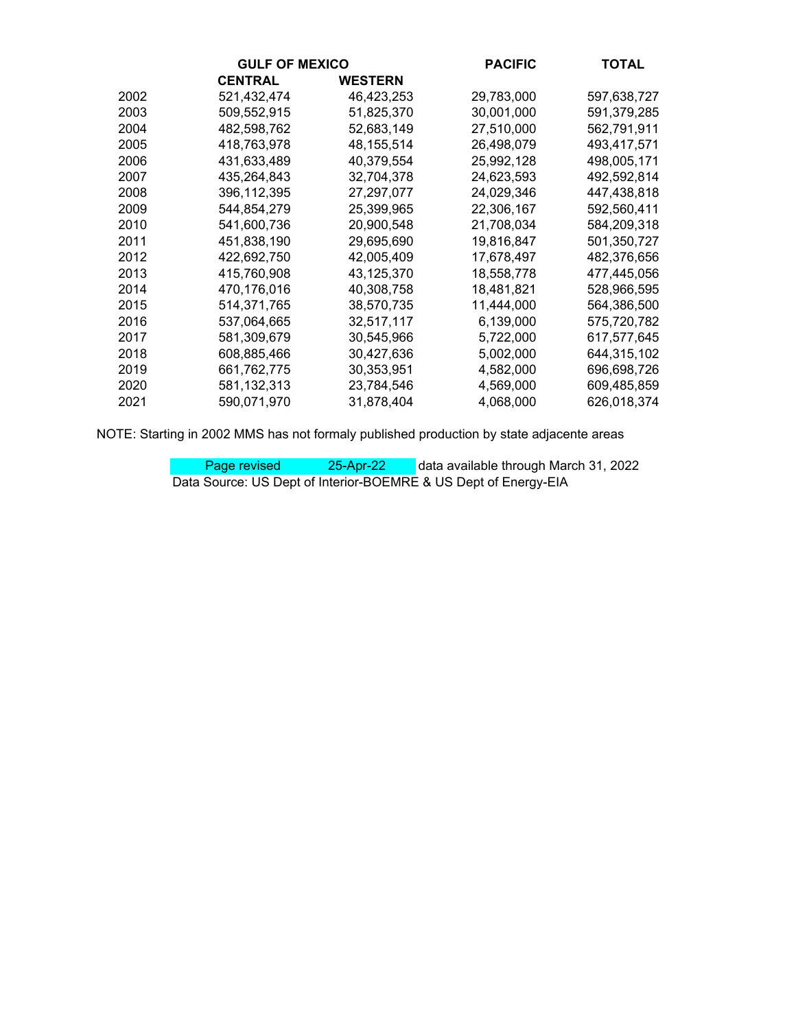| | GULF OF MEXICO | | PACIFIC | TOTAL |
|---|---|---|---|---|
| | CENTRAL | WESTERN | | |
| 2002 | 521,432,474 | 46,423,253 | 29,783,000 | 597,638,727 |
| 2003 | 509,552,915 | 51,825,370 | 30,001,000 | 591,379,285 |
| 2004 | 482,598,762 | 52,683,149 | 27,510,000 | 562,791,911 |
| 2005 | 418,763,978 | 48,155,514 | 26,498,079 | 493,417,571 |
| 2006 | 431,633,489 | 40,379,554 | 25,992,128 | 498,005,171 |
| 2007 | 435,264,843 | 32,704,378 | 24,623,593 | 492,592,814 |
| 2008 | 396,112,395 | 27,297,077 | 24,029,346 | 447,438,818 |
| 2009 | 544,854,279 | 25,399,965 | 22,306,167 | 592,560,411 |
| 2010 | 541,600,736 | 20,900,548 | 21,708,034 | 584,209,318 |
| 2011 | 451,838,190 | 29,695,690 | 19,816,847 | 501,350,727 |
| 2012 | 422,692,750 | 42,005,409 | 17,678,497 | 482,376,656 |
| 2013 | 415,760,908 | 43,125,370 | 18,558,778 | 477,445,056 |
| 2014 | 470,176,016 | 40,308,758 | 18,481,821 | 528,966,595 |
| 2015 | 514,371,765 | 38,570,735 | 11,444,000 | 564,386,500 |
| 2016 | 537,064,665 | 32,517,117 | 6,139,000 | 575,720,782 |
| 2017 | 581,309,679 | 30,545,966 | 5,722,000 | 617,577,645 |
| 2018 | 608,885,466 | 30,427,636 | 5,002,000 | 644,315,102 |
| 2019 | 661,762,775 | 30,353,951 | 4,582,000 | 696,698,726 |
| 2020 | 581,132,313 | 23,784,546 | 4,569,000 | 609,485,859 |
| 2021 | 590,071,970 | 31,878,404 | 4,068,000 | 626,018,374 |

NOTE: Starting in 2002 MMS has not formaly published production by state adjacente areas

Page revised 25-Apr-22 data available through March 31, 2022

Data Source: US Dept of Interior-BOEMRE & US Dept of Energy-EIA